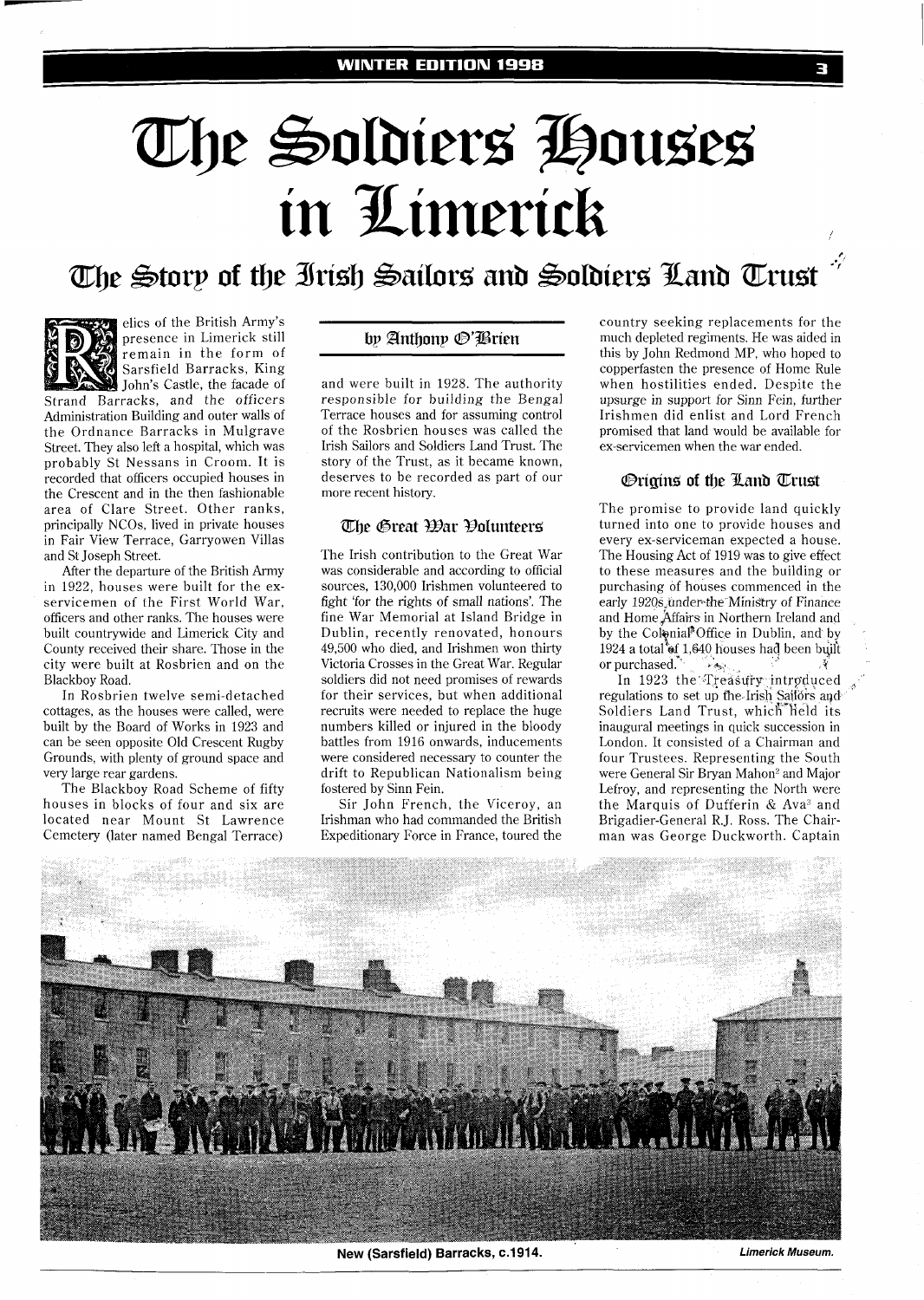# The Soldiers Houses in Limerick

## The Story of the Irish Sailors and Soldiers Land Trust

by Anthony O'Brien

Relics of the British Army's presence in Limerick still remain in the form of Sarsfield Barracks, King John's Castle, the facade of Strand Barracks, and the officers Administration Building and outer walls of the Ordnance Barracks in Mulgrave Street. They also left a hospital, which was probably St Nessans in Croom. It is recorded that officers occupied houses in the Crescent and in the then fashionable area of Clare Street. Other ranks, principally NCOs, lived in private houses in Fair View Terrace, Garryowen Villas and St Joseph Street.

After the departure of the British Army in 1922, houses were built for the ex-servicemen of the First World War, officers and other ranks. The houses were built countrywide and Limerick City and County received their share. Those in the city were built at Rosbrien and on the Blackboy Road.

In Rosbrien twelve semi-detached cottages, as the houses were called, were built by the Board of Works in 1923 and can be seen opposite Old Crescent Rugby Grounds, with plenty of ground space and very large rear gardens.

The Blackboy Road Scheme of fifty houses in blocks of four and six are located near Mount St Lawrence Cemetery (later named Bengal Terrace) and were built in 1928. The authority responsible for building the Bengal Terrace houses and for assuming control of the Rosbrien houses was called the Irish Sailors and Soldiers Land Trust. The story of the Trust, as it became known, deserves to be recorded as part of our more recent history.

### The Great War Volunteers

The Irish contribution to the Great War was considerable and according to official sources, 130,000 Irishmen volunteered to fight 'for the rights of small nations'. The fine War Memorial at Island Bridge in Dublin, recently renovated, honours 49,500 who died, and Irishmen won thirty Victoria Crosses in the Great War. Regular soldiers did not need promises of rewards for their services, but when additional recruits were needed to replace the huge numbers killed or injured in the bloody battles from 1916 onwards, inducements were considered necessary to counter the drift to Republican Nationalism being fostered by Sinn Fein.

Sir John French, the Viceroy, an Irishman who had commanded the British Expeditionary Force in France, toured the country seeking replacements for the much depleted regiments. He was aided in this by John Redmond MP, who hoped to copperfasten the presence of Home Rule when hostilities ended. Despite the upsurge in support for Sinn Fein, further Irishmen did enlist and Lord French promised that land would be available for ex-servicemen when the war ended.

### Origins of the Land Trust

The promise to provide land quickly turned into one to provide houses and every ex-serviceman expected a house. The Housing Act of 1919 was to give effect to these measures and the building or purchasing of houses commenced in the early 1920s under the Ministry of Finance and Home Affairs in Northern Ireland and by the Colonial Office in Dublin, and by 1924 a total of 1,640 houses had been built or purchased.[1]

In 1923 the Treasury introduced regulations to set up the Irish Sailors and Soldiers Land Trust, which held its inaugural meetings in quick succession in London. It consisted of a Chairman and four Trustees. Representing the South were General Sir Bryan Mahon[2] and Major Lefroy, and representing the North were the Marquis of Dufferin & Ava[3] and Brigadier-General R.J. Ross. The Chairman was George Duckworth. Captain

New (Sarsfield) Barracks, c.1914. *Limerick Museum.*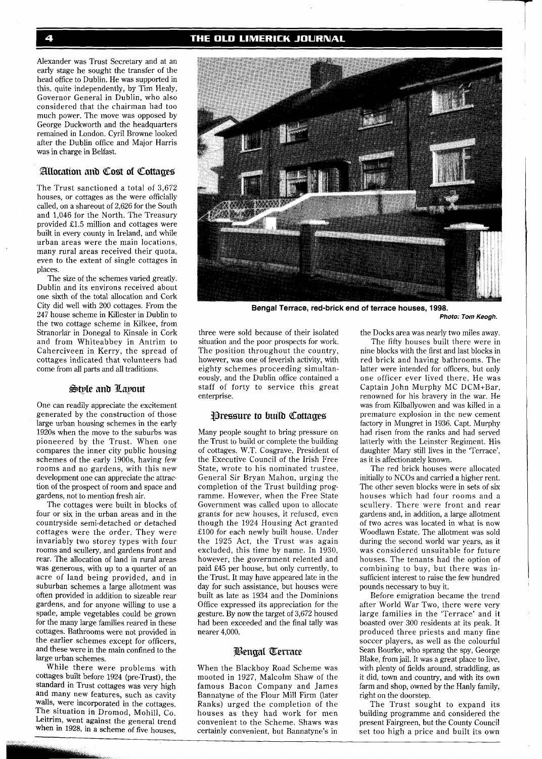Alexander was Trust Secretary and at an early stage he sought the transfer of the head office to Dublin. He was supported in this, quite independently, by Tim Healy, Governor General in Dublin, who also considered that the chairman had too much power. The move was opposed by George Duckworth and the headquarters remained in London. Cyril Browne looked after the Dublin office and Major Harris was in charge in Belfast.

## Allocation and Cost of Cottages

The Trust sanctioned a total of 3,672 houses, or cottages as the were officially called, on a shareout of 2,626 for the South and 1,046 for the North. The Treasury provided £1.5 million and cottages were built in every county in Ireland, and while urban areas were the main locations, many rural areas received their quota, even to the extent of single cottages in places.

The size of the schemes varied greatly. Dublin and its environs received about one sixth of the total allocation and Cork City did well with 200 cottages. From the 247 house scheme in Killester in Dublin to the two cottage scheme in Kilkee, from Stranorlar in Donegal to Kinsale in Cork and from Whiteabbey in Antrim to Caherciveen in Kerry, the spread of cottages indicated that volunteers had come from all parts and all traditions.

## Style and Layout

One can readily appreciate the excitement generated by the construction of those large urban housing schemes in the early 1920s when the move to the suburbs was pioneered by the Trust. When one compares the inner city public housing schemes of the early 1900s, having few rooms and no gardens, with this new development one can appreciate the attraction of the prospect of room and space and gardens, not to mention fresh air.

The cottages were built in blocks of four or six in the urban areas and in the countryside semi-detached or detached cottages were the order. They were invariably two storey types with four rooms and scullery, and gardens front and rear. The allocation of land in rural areas was generous, with up to a quarter of an acre of land being provided, and in suburban schemes a large allotment was often provided in addition to sizeable rear gardens, and for anyone willing to use a spade, ample vegetables could be grown for the many large families reared in these cottages. Bathrooms were not provided in the earlier schemes except for officers, and these were in the main confined to the large urban schemes.

While there were problems with cottages built before 1924 (pre-Trust), the standard in Trust cottages was very high and many new features, such as cavity walls, were incorporated in the cottages. The situation in Dromod, Mohill, Co. Leitrim, went against the general trend when in 1928, in a scheme of five houses, three were sold because of their isolated situation and the poor prospects for work. The position throughout the country, however, was one of feverish activity, with eighty schemes proceeding simultaneously, and the Dublin office contained a staff of forty to service this great enterprise.

## Pressure to build Cottages

Many people sought to bring pressure on the Trust to build or complete the building of cottages. W.T. Cosgrave, President of the Executive Council of the Irish Free State, wrote to his nominated trustee, General Sir Bryan Mahon, urging the completion of the Trust building programme. However, when the Free State Government was called upon to allocate grants for new houses, it refused, even though the 1924 Housing Act granted £100 for each newly built house. Under the 1925 Act, the Trust was again excluded, this time by name. In 1930, however, the government relented and paid £45 per house, but only currently, to the Trust. It may have appeared late in the day for such assistance, but houses were built as late as 1934 and the Dominions Office expressed its appreciation for the gesture. By now the target of 3,672 housed had been exceeded and the final tally was nearer 4,000.

## Bengal Terrace

When the Blackboy Road Scheme was mooted in 1927, Malcolm Shaw of the famous Bacon Company and James Bannatyne of the Flour Mill Firm (later Ranks) urged the completion of the houses as they had work for men convenient to the Scheme. Shaws was certainly convenient, but Bannatyne's in the Docks area was nearly two miles away.

The fifty houses built there were in nine blocks with the first and last blocks in red brick and having bathrooms. The latter were intended for officers, but only one officer ever lived there. He was Captain John Murphy MC DCM+Bar, renowned for his bravery in the war. He was from Kilballyowen and was killed in a premature explosion in the new cement factory in Mungret in 1936. Capt. Murphy had risen from the ranks and had served latterly with the Leinster Regiment. His daughter Mary still lives in the 'Terrace', as it is affectionately known.

The red brick houses were allocated initially to NCOs and carried a higher rent. The other seven blocks were in sets of six houses which had four rooms and a scullery. There were front and rear gardens and, in addition, a large allotment of two acres was located in what is now Woodlawn Estate. The allotment was sold during the second world war years, as it was considered unsuitable for future houses. The tenants had the option of combining to buy, but there was insufficient interest to raise the few hundred pounds necessary to buy it.

Before emigration became the trend after World War Two, there were very large families in the 'Terrace' and it boasted over 300 residents at its peak. It produced three priests and many fine soccer players, as well as the colourful Sean Bourke, who sprang the spy, George Blake, from jail. It was a great place to live, with plenty of fields around, straddling, as it did, town and country, and with its own farm and shop, owned by the Hanly family, right on the doorstep.

The Trust sought to expand its building programme and considered the present Fairgreen, but the County Council set too high a price and built its own

**Bengal Terrace, red-brick end of terrace houses, 1998.**
*Photo: Tom Keogh.*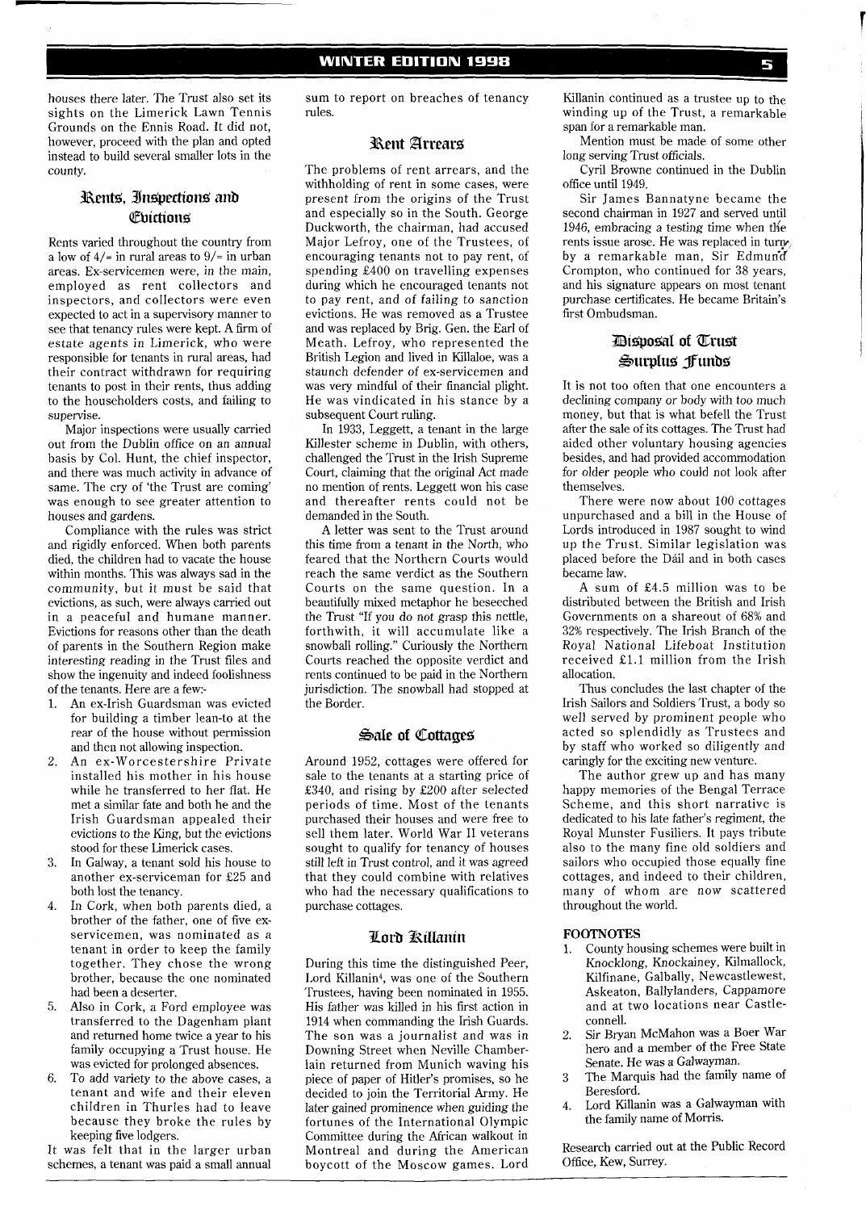houses there later. The Trust also set its sights on the Limerick Lawn Tennis Grounds on the Ennis Road. It did not, however, proceed with the plan and opted instead to build several smaller lots in the county.

## Rents, Inspections and Evictions

Rents varied throughout the country from a low of 4/= in rural areas to 9/= in urban areas. Ex-servicemen were, in the main, employed as rent collectors and inspectors, and collectors were even expected to act in a supervisory manner to see that tenancy rules were kept. A firm of estate agents in Limerick, who were responsible for tenants in rural areas, had their contract withdrawn for requiring tenants to post in their rents, thus adding to the householders costs, and failing to supervise.

Major inspections were usually carried out from the Dublin office on an annual basis by Col. Hunt, the chief inspector, and there was much activity in advance of same. The cry of 'the Trust are coming' was enough to see greater attention to houses and gardens.

Compliance with the rules was strict and rigidly enforced. When both parents died, the children had to vacate the house within months. This was always sad in the community, but it must be said that evictions, as such, were always carried out in a peaceful and humane manner. Evictions for reasons other than the death of parents in the Southern Region make interesting reading in the Trust files and show the ingenuity and indeed foolishness of the tenants. Here are a few:-

1. An ex-Irish Guardsman was evicted for building a timber lean-to at the rear of the house without permission and then not allowing inspection.
2. An ex-Worcestershire Private installed his mother in his house while he transferred to her flat. He met a similar fate and both he and the Irish Guardsman appealed their evictions to the King, but the evictions stood for these Limerick cases.
3. In Galway, a tenant sold his house to another ex-serviceman for £25 and both lost the tenancy.
4. In Cork, when both parents died, a brother of the father, one of five ex-servicemen, was nominated as a tenant in order to keep the family together. They chose the wrong brother, because the one nominated had been a deserter.
5. Also in Cork, a Ford employee was transferred to the Dagenham plant and returned home twice a year to his family occupying a Trust house. He was evicted for prolonged absences.
6. To add variety to the above cases, a tenant and wife and their eleven children in Thurles had to leave because they broke the rules by keeping five lodgers.

It was felt that in the larger urban schemes, a tenant was paid a small annual sum to report on breaches of tenancy rules.

## Rent Arrears

The problems of rent arrears, and the withholding of rent in some cases, were present from the origins of the Trust and especially so in the South. George Duckworth, the chairman, had accused Major Lefroy, one of the Trustees, of encouraging tenants not to pay rent, of spending £400 on travelling expenses during which he encouraged tenants not to pay rent, and of failing to sanction evictions. He was removed as a Trustee and was replaced by Brig. Gen. the Earl of Meath. Lefroy, who represented the British Legion and lived in Killaloe, was a staunch defender of ex-servicemen and was very mindful of their financial plight. He was vindicated in his stance by a subsequent Court ruling.

In 1933, Leggett, a tenant in the large Killester scheme in Dublin, with others, challenged the Trust in the Irish Supreme Court, claiming that the original Act made no mention of rents. Leggett won his case and thereafter rents could not be demanded in the South.

A letter was sent to the Trust around this time from a tenant in the North, who feared that the Northern Courts would reach the same verdict as the Southern Courts on the same question. In a beautifully mixed metaphor he beseeched the Trust "If you do not grasp this nettle, forthwith, it will accumulate like a snowball rolling." Curiously the Northern Courts reached the opposite verdict and rents continued to be paid in the Northern jurisdiction. The snowball had stopped at the Border.

## Sale of Cottages

Around 1952, cottages were offered for sale to the tenants at a starting price of £340, and rising by £200 after selected periods of time. Most of the tenants purchased their houses and were free to sell them later. World War II veterans sought to qualify for tenancy of houses still left in Trust control, and it was agreed that they could combine with relatives who had the necessary qualifications to purchase cottages.

## Lord Killanin

During this time the distinguished Peer, Lord Killanin[4], was one of the Southern Trustees, having been nominated in 1955. His father was killed in his first action in 1914 when commanding the Irish Guards. The son was a journalist and was in Downing Street when Neville Chamberlain returned from Munich waving his piece of paper of Hitler's promises, so he decided to join the Territorial Army. He later gained prominence when guiding the fortunes of the International Olympic Committee during the African walkout in Montreal and during the American boycott of the Moscow games. Lord Killanin continued as a trustee up to the winding up of the Trust, a remarkable span for a remarkable man.

Mention must be made of some other long serving Trust officials.

Cyril Browne continued in the Dublin office until 1949.

Sir James Bannatyne became the second chairman in 1927 and served until 1946, embracing a testing time when the rents issue arose. He was replaced in turn by a remarkable man, Sir Edmund Crompton, who continued for 38 years, and his signature appears on most tenant purchase certificates. He became Britain's first Ombudsman.

## Disposal of Trust Surplus Funds

It is not too often that one encounters a declining company or body with too much money, but that is what befell the Trust after the sale of its cottages. The Trust had aided other voluntary housing agencies besides, and had provided accommodation for older people who could not look after themselves.

There were now about 100 cottages unpurchased and a bill in the House of Lords introduced in 1987 sought to wind up the Trust. Similar legislation was placed before the Dáil and in both cases became law.

A sum of £4.5 million was to be distributed between the British and Irish Governments on a shareout of 68% and 32% respectively. The Irish Branch of the Royal National Lifeboat Institution received £1.1 million from the Irish allocation.

Thus concludes the last chapter of the Irish Sailors and Soldiers Trust, a body so well served by prominent people who acted so splendidly as Trustees and by staff who worked so diligently and caringly for the exciting new venture.

The author grew up and has many happy memories of the Bengal Terrace Scheme, and this short narrative is dedicated to his late father's regiment, the Royal Munster Fusiliers. It pays tribute also to the many fine old soldiers and sailors who occupied those equally fine cottages, and indeed to their children, many of whom are now scattered throughout the world.

**FOOTNOTES**

1. County housing schemes were built in Knocklong, Knockainey, Kilmallock, Kilfinane, Galbally, Newcastlewest, Askeaton, Ballylanders, Cappamore and at two locations near Castleconnell.
2. Sir Bryan McMahon was a Boer War hero and a member of the Free State Senate. He was a Galwayman.
3. The Marquis had the family name of Beresford.
4. Lord Killanin was a Galwayman with the family name of Morris.

Research carried out at the Public Record Office, Kew, Surrey.